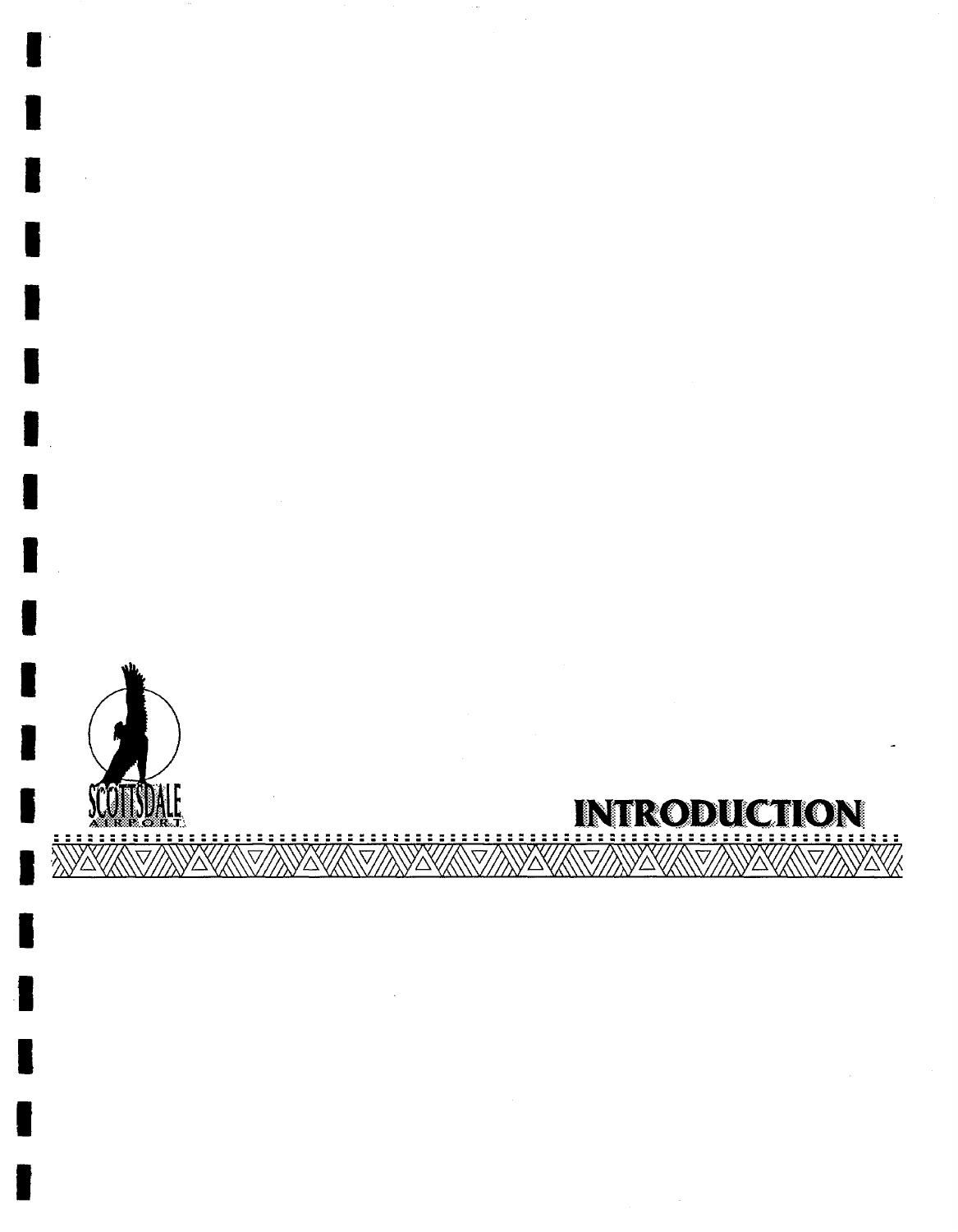SCOTTSDALE AIRPORT

# INTRODUCTION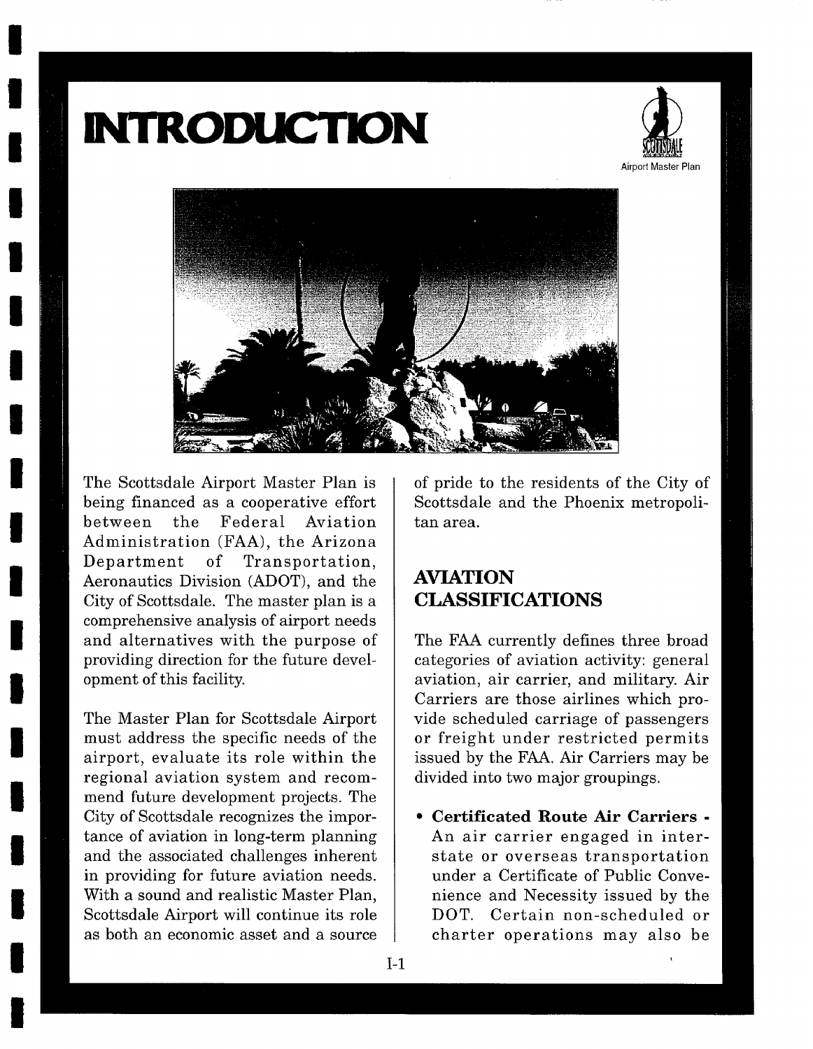# INTRODUCTION

The Scottsdale Airport Master Plan is being financed as a cooperative effort between the Federal Aviation Administration (FAA), the Arizona Department of Transportation, Aeronautics Division (ADOT), and the City of Scottsdale. The master plan is a comprehensive analysis of airport needs and alternatives with the purpose of providing direction for the future development of this facility.

The Master Plan for Scottsdale Airport must address the specific needs of the airport, evaluate its role within the regional aviation system and recommend future development projects. The City of Scottsdale recognizes the importance of aviation in long-term planning and the associated challenges inherent in providing for future aviation needs. With a sound and realistic Master Plan, Scottsdale Airport will continue its role as both an economic asset and a source of pride to the residents of the City of Scottsdale and the Phoenix metropolitan area.

## AVIATION CLASSIFICATIONS

The FAA currently defines three broad categories of aviation activity: general aviation, air carrier, and military. Air Carriers are those airlines which provide scheduled carriage of passengers or freight under restricted permits issued by the FAA. Air Carriers may be divided into two major groupings.

- **Certificated Route Air Carriers -** An air carrier engaged in interstate or overseas transportation under a Certificate of Public Convenience and Necessity issued by the DOT. Certain non-scheduled or charter operations may also be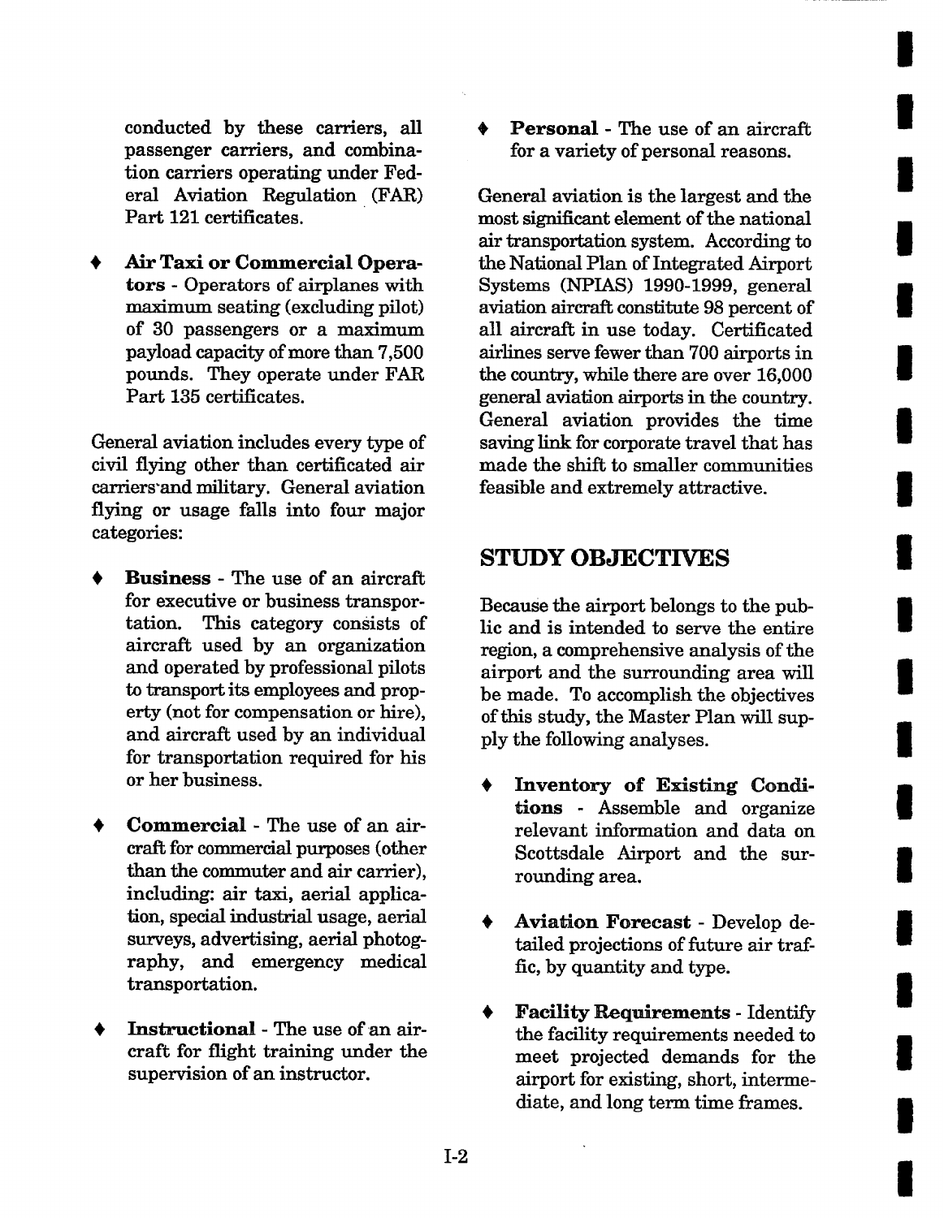conducted by these carriers, all passenger carriers, and combination carriers operating under Federal Aviation Regulation (FAR) Part 121 certificates.

- **Air Taxi or Commercial Operators** - Operators of airplanes with maximum seating (excluding pilot) of 30 passengers or a maximum payload capacity of more than 7,500 pounds. They operate under FAR Part 135 certificates.

General aviation includes every type of civil flying other than certificated air carriers and military. General aviation flying or usage falls into four major categories:

- **Business** - The use of an aircraft for executive or business transportation. This category consists of aircraft used by an organization and operated by professional pilots to transport its employees and property (not for compensation or hire), and aircraft used by an individual for transportation required for his or her business.

- **Commercial** - The use of an aircraft for commercial purposes (other than the commuter and air carrier), including: air taxi, aerial application, special industrial usage, aerial surveys, advertising, aerial photography, and emergency medical transportation.

- **Instructional** - The use of an aircraft for flight training under the supervision of an instructor.

- **Personal** - The use of an aircraft for a variety of personal reasons.

General aviation is the largest and the most significant element of the national air transportation system. According to the National Plan of Integrated Airport Systems (NPIAS) 1990-1999, general aviation aircraft constitute 98 percent of all aircraft in use today. Certificated airlines serve fewer than 700 airports in the country, while there are over 16,000 general aviation airports in the country. General aviation provides the time saving link for corporate travel that has made the shift to smaller communities feasible and extremely attractive.

## STUDY OBJECTIVES

Because the airport belongs to the public and is intended to serve the entire region, a comprehensive analysis of the airport and the surrounding area will be made. To accomplish the objectives of this study, the Master Plan will supply the following analyses.

- **Inventory of Existing Conditions** - Assemble and organize relevant information and data on Scottsdale Airport and the surrounding area.

- **Aviation Forecast** - Develop detailed projections of future air traffic, by quantity and type.

- **Facility Requirements** - Identify the facility requirements needed to meet projected demands for the airport for existing, short, intermediate, and long term time frames.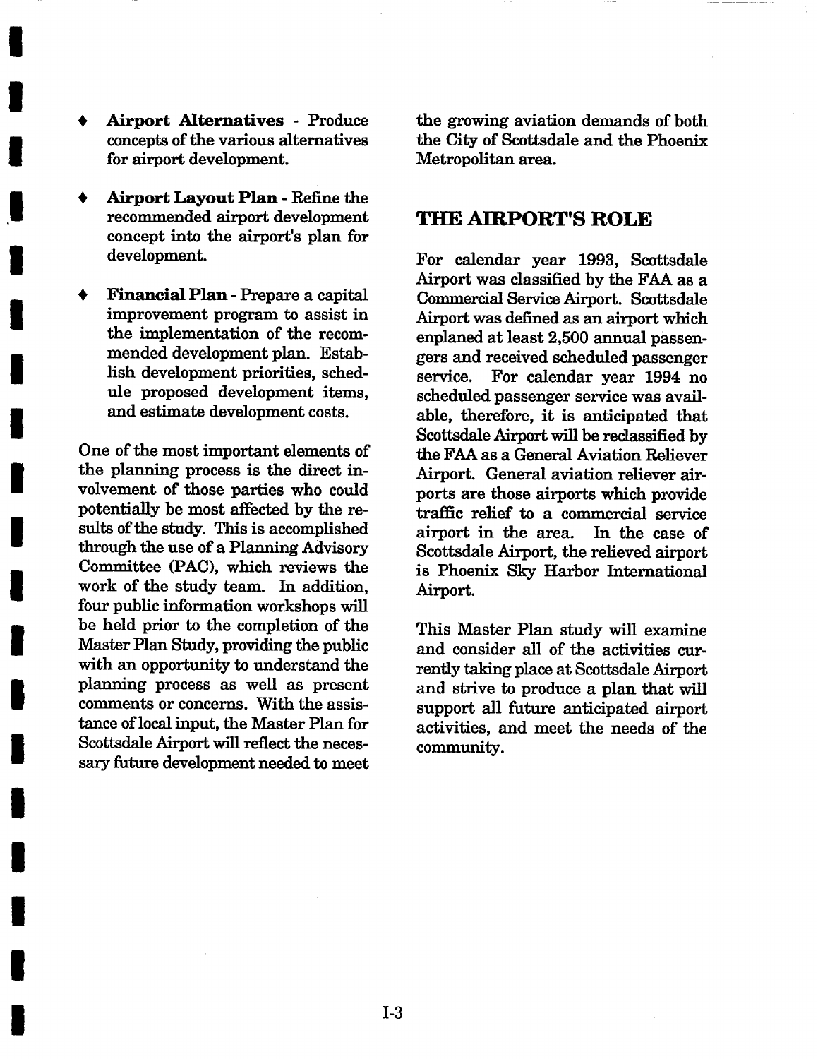- **Airport Alternatives** - Produce concepts of the various alternatives for airport development.

- **Airport Layout Plan** - Refine the recommended airport development concept into the airport's plan for development.

- **Financial Plan** - Prepare a capital improvement program to assist in the implementation of the recommended development plan. Establish development priorities, schedule proposed development items, and estimate development costs.

One of the most important elements of the planning process is the direct involvement of those parties who could potentially be most affected by the results of the study. This is accomplished through the use of a Planning Advisory Committee (PAC), which reviews the work of the study team. In addition, four public information workshops will be held prior to the completion of the Master Plan Study, providing the public with an opportunity to understand the planning process as well as present comments or concerns. With the assistance of local input, the Master Plan for Scottsdale Airport will reflect the necessary future development needed to meet the growing aviation demands of both the City of Scottsdale and the Phoenix Metropolitan area.

## THE AIRPORT'S ROLE

For calendar year 1993, Scottsdale Airport was classified by the FAA as a Commercial Service Airport. Scottsdale Airport was defined as an airport which enplaned at least 2,500 annual passengers and received scheduled passenger service. For calendar year 1994 no scheduled passenger service was available, therefore, it is anticipated that Scottsdale Airport will be reclassified by the FAA as a General Aviation Reliever Airport. General aviation reliever airports are those airports which provide traffic relief to a commercial service airport in the area. In the case of Scottsdale Airport, the relieved airport is Phoenix Sky Harbor International Airport.

This Master Plan study will examine and consider all of the activities currently taking place at Scottsdale Airport and strive to produce a plan that will support all future anticipated airport activities, and meet the needs of the community.